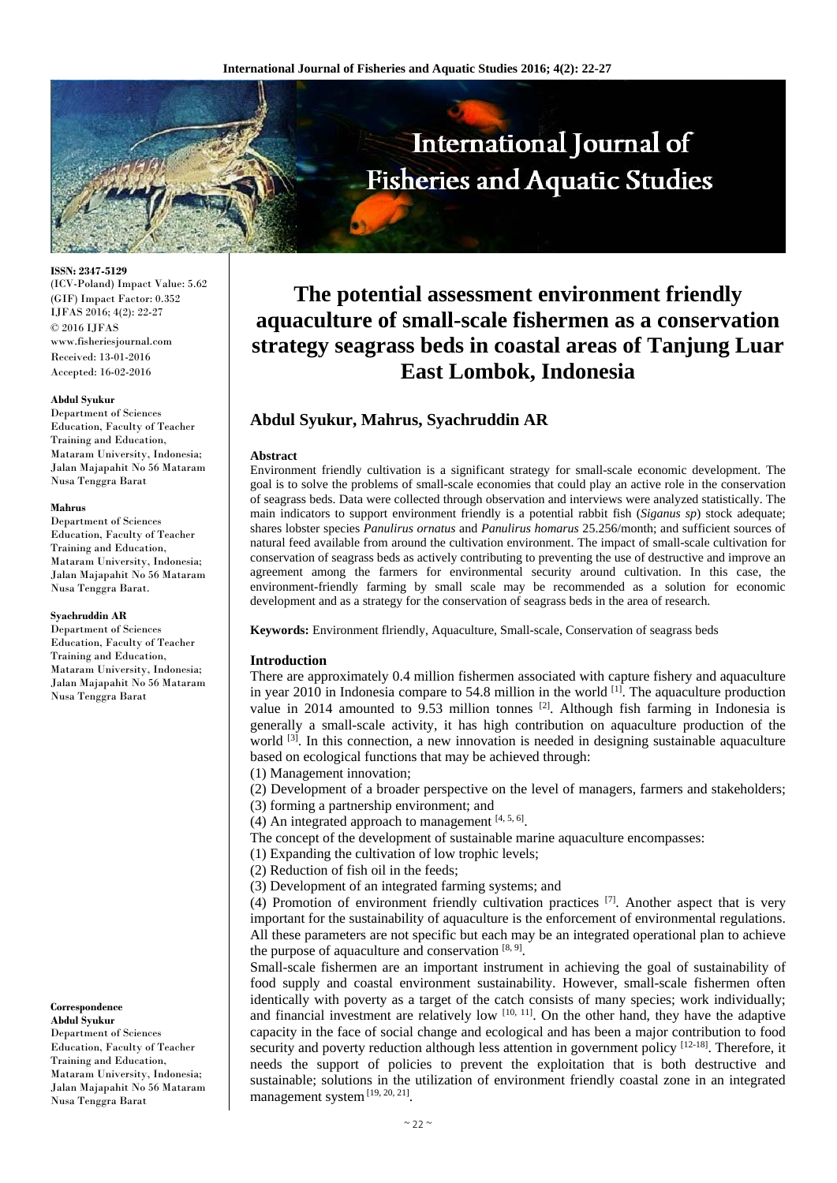**ISSN: 2347-5129**
(ICV-Poland) Impact Value: 5.62
(GIF) Impact Factor: 0.352
IJFAS 2016; 4(2): 22-27
© 2016 IJFAS
www.fisheriesjournal.com
Received: 13-01-2016
Accepted: 16-02-2016

**Abdul Syukur**
Department of Sciences Education, Faculty of Teacher Training and Education, Mataram University, Indonesia; Jalan Majapahit No 56 Mataram Nusa Tenggra Barat

**Mahrus**
Department of Sciences Education, Faculty of Teacher Training and Education, Mataram University, Indonesia; Jalan Majapahit No 56 Mataram Nusa Tenggra Barat.

**Syachruddin AR**
Department of Sciences Education, Faculty of Teacher Training and Education, Mataram University, Indonesia; Jalan Majapahit No 56 Mataram Nusa Tenggra Barat

**Correspondence**
**Abdul Syukur**
Department of Sciences Education, Faculty of Teacher Training and Education, Mataram University, Indonesia; Jalan Majapahit No 56 Mataram Nusa Tenggra Barat

# The potential assessment environment friendly aquaculture of small-scale fishermen as a conservation strategy seagrass beds in coastal areas of Tanjung Luar East Lombok, Indonesia

## Abdul Syukur, Mahrus, Syachruddin AR

### Abstract

Environment friendly cultivation is a significant strategy for small-scale economic development. The goal is to solve the problems of small-scale economies that could play an active role in the conservation of seagrass beds. Data were collected through observation and interviews were analyzed statistically. The main indicators to support environment friendly is a potential rabbit fish (*Siganus sp*) stock adequate; shares lobster species *Panulirus ornatus* and *Panulirus homarus* 25.256/month; and sufficient sources of natural feed available from around the cultivation environment. The impact of small-scale cultivation for conservation of seagrass beds as actively contributing to preventing the use of destructive and improve an agreement among the farmers for environmental security around cultivation. In this case, the environment-friendly farming by small scale may be recommended as a solution for economic development and as a strategy for the conservation of seagrass beds in the area of research.

**Keywords:** Environment flriendly, Aquaculture, Small-scale, Conservation of seagrass beds

### Introduction

There are approximately 0.4 million fishermen associated with capture fishery and aquaculture in year 2010 in Indonesia compare to 54.8 million in the world [1]. The aquaculture production value in 2014 amounted to 9.53 million tonnes [2]. Although fish farming in Indonesia is generally a small-scale activity, it has high contribution on aquaculture production of the world [3]. In this connection, a new innovation is needed in designing sustainable aquaculture based on ecological functions that may be achieved through:

(1) Management innovation;
(2) Development of a broader perspective on the level of managers, farmers and stakeholders;
(3) forming a partnership environment; and
(4) An integrated approach to management [4, 5, 6].

The concept of the development of sustainable marine aquaculture encompasses:

(1) Expanding the cultivation of low trophic levels;
(2) Reduction of fish oil in the feeds;
(3) Development of an integrated farming systems; and
(4) Promotion of environment friendly cultivation practices [7]. Another aspect that is very important for the sustainability of aquaculture is the enforcement of environmental regulations. All these parameters are not specific but each may be an integrated operational plan to achieve the purpose of aquaculture and conservation [8, 9].

Small-scale fishermen are an important instrument in achieving the goal of sustainability of food supply and coastal environment sustainability. However, small-scale fishermen often identically with poverty as a target of the catch consists of many species; work individually; and financial investment are relatively low [10, 11]. On the other hand, they have the adaptive capacity in the face of social change and ecological and has been a major contribution to food security and poverty reduction although less attention in government policy [12-18]. Therefore, it needs the support of policies to prevent the exploitation that is both destructive and sustainable; solutions in the utilization of environment friendly coastal zone in an integrated management system [19, 20, 21].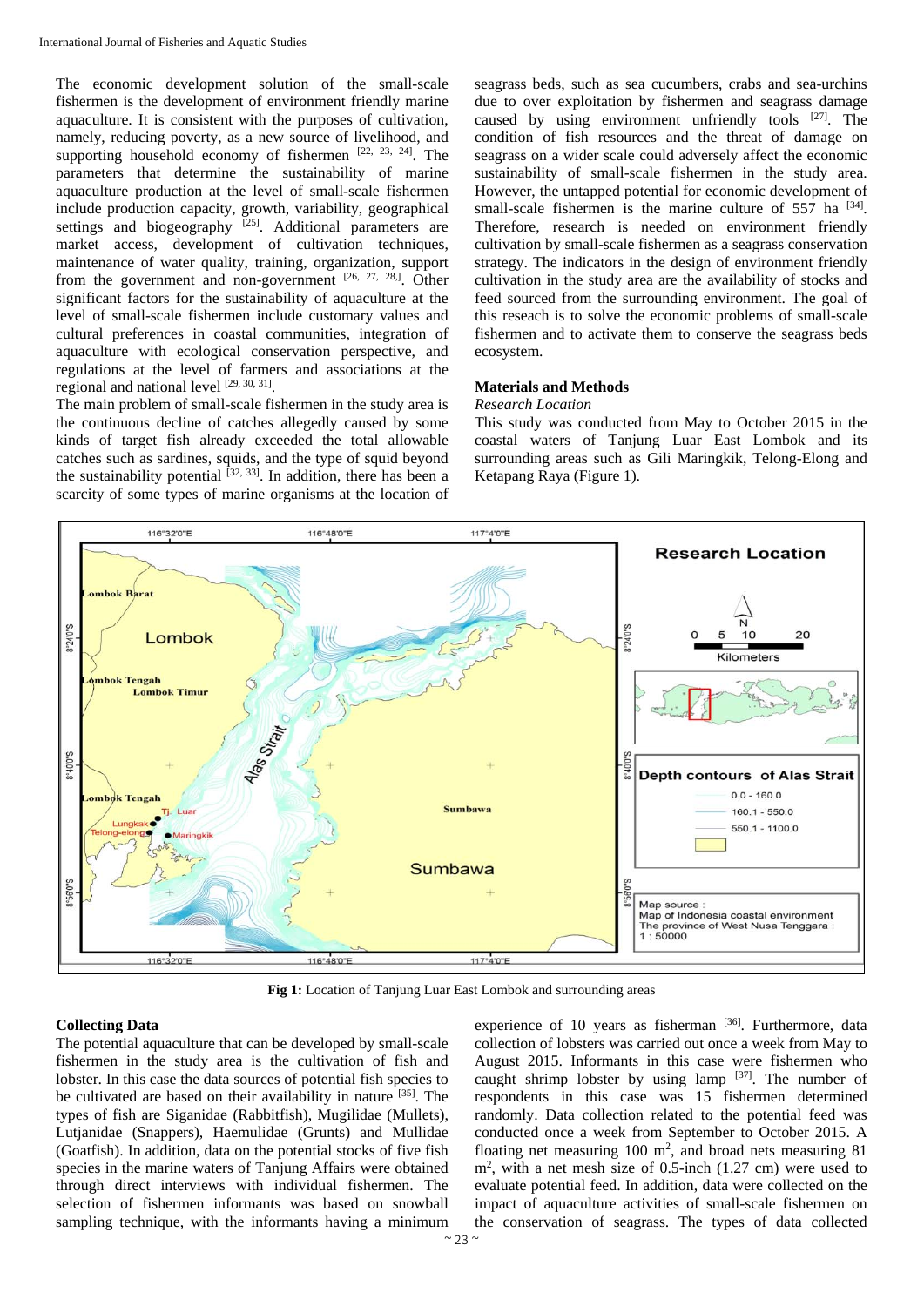The economic development solution of the small-scale fishermen is the development of environment friendly marine aquaculture. It is consistent with the purposes of cultivation, namely, reducing poverty, as a new source of livelihood, and supporting household economy of fishermen [22, 23, 24]. The parameters that determine the sustainability of marine aquaculture production at the level of small-scale fishermen include production capacity, growth, variability, geographical settings and biogeography [25]. Additional parameters are market access, development of cultivation techniques, maintenance of water quality, training, organization, support from the government and non-government [26, 27, 28,]. Other significant factors for the sustainability of aquaculture at the level of small-scale fishermen include customary values and cultural preferences in coastal communities, integration of aquaculture with ecological conservation perspective, and regulations at the level of farmers and associations at the regional and national level [29, 30, 31].

The main problem of small-scale fishermen in the study area is the continuous decline of catches allegedly caused by some kinds of target fish already exceeded the total allowable catches such as sardines, squids, and the type of squid beyond the sustainability potential [32, 33]. In addition, there has been a scarcity of some types of marine organisms at the location of seagrass beds, such as sea cucumbers, crabs and sea-urchins due to over exploitation by fishermen and seagrass damage caused by using environment unfriendly tools [27]. The condition of fish resources and the threat of damage on seagrass on a wider scale could adversely affect the economic sustainability of small-scale fishermen in the study area. However, the untapped potential for economic development of small-scale fishermen is the marine culture of 557 ha [34]. Therefore, research is needed on environment friendly cultivation by small-scale fishermen as a seagrass conservation strategy. The indicators in the design of environment friendly cultivation in the study area are the availability of stocks and feed sourced from the surrounding environment. The goal of this reseach is to solve the economic problems of small-scale fishermen and to activate them to conserve the seagrass beds ecosystem.

## Materials and Methods

*Research Location*

This study was conducted from May to October 2015 in the coastal waters of Tanjung Luar East Lombok and its surrounding areas such as Gili Maringkik, Telong-Elong and Ketapang Raya (Figure 1).

**Fig 1:** Location of Tanjung Luar East Lombok and surrounding areas

### Collecting Data

The potential aquaculture that can be developed by small-scale fishermen in the study area is the cultivation of fish and lobster. In this case the data sources of potential fish species to be cultivated are based on their availability in nature [35]. The types of fish are Siganidae (Rabbitfish), Mugilidae (Mullets), Lutjanidae (Snappers), Haemulidae (Grunts) and Mullidae (Goatfish). In addition, data on the potential stocks of five fish species in the marine waters of Tanjung Affairs were obtained through direct interviews with individual fishermen. The selection of fishermen informants was based on snowball sampling technique, with the informants having a minimum experience of 10 years as fisherman [36]. Furthermore, data collection of lobsters was carried out once a week from May to August 2015. Informants in this case were fishermen who caught shrimp lobster by using lamp [37]. The number of respondents in this case was 15 fishermen determined randomly. Data collection related to the potential feed was conducted once a week from September to October 2015. A floating net measuring 100 $m^2$, and broad nets measuring 81 $m^2$, with a net mesh size of 0.5-inch (1.27 cm) were used to evaluate potential feed. In addition, data were collected on the impact of aquaculture activities of small-scale fishermen on the conservation of seagrass. The types of data collected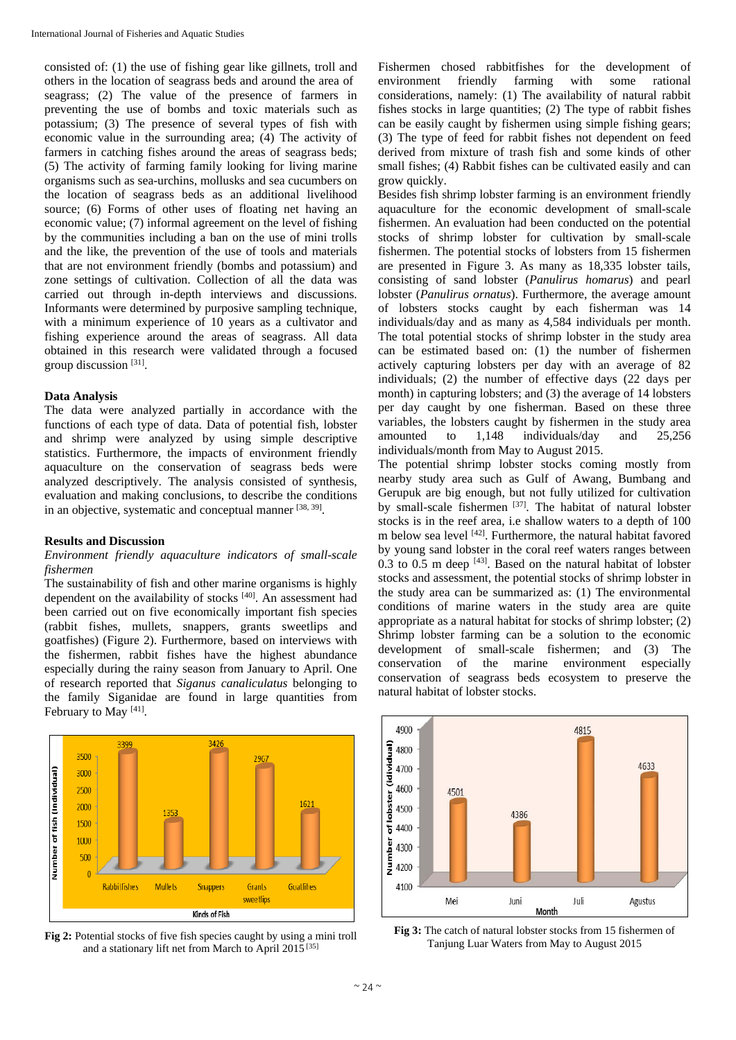consisted of: (1) the use of fishing gear like gillnets, troll and others in the location of seagrass beds and around the area of seagrass; (2) The value of the presence of farmers in preventing the use of bombs and toxic materials such as potassium; (3) The presence of several types of fish with economic value in the surrounding area; (4) The activity of farmers in catching fishes around the areas of seagrass beds; (5) The activity of farming family looking for living marine organisms such as sea-urchins, mollusks and sea cucumbers on the location of seagrass beds as an additional livelihood source; (6) Forms of other uses of floating net having an economic value; (7) informal agreement on the level of fishing by the communities including a ban on the use of mini trolls and the like, the prevention of the use of tools and materials that are not environment friendly (bombs and potassium) and zone settings of cultivation. Collection of all the data was carried out through in-depth interviews and discussions. Informants were determined by purposive sampling technique, with a minimum experience of 10 years as a cultivator and fishing experience around the areas of seagrass. All data obtained in this research were validated through a focused group discussion [31].

### Data Analysis

The data were analyzed partially in accordance with the functions of each type of data. Data of potential fish, lobster and shrimp were analyzed by using simple descriptive statistics. Furthermore, the impacts of environment friendly aquaculture on the conservation of seagrass beds were analyzed descriptively. The analysis consisted of synthesis, evaluation and making conclusions, to describe the conditions in an objective, systematic and conceptual manner [38, 39].

### Results and Discussion

*Environment friendly aquaculture indicators of small-scale fishermen*

The sustainability of fish and other marine organisms is highly dependent on the availability of stocks [40]. An assessment had been carried out on five economically important fish species (rabbit fishes, mullets, snappers, grants sweetlips and goatfishes) (Figure 2). Furthermore, based on interviews with the fishermen, rabbit fishes have the highest abundance especially during the rainy season from January to April. One of research reported that *Siganus canaliculatus* belonging to the family Siganidae are found in large quantities from February to May [41].

**Fig 2:** Potential stocks of five fish species caught by using a mini troll and a stationary lift net from March to April 2015 [35]

Fishermen chosed rabbitfishes for the development of environment friendly farming with some rational considerations, namely: (1) The availability of natural rabbit fishes stocks in large quantities; (2) The type of rabbit fishes can be easily caught by fishermen using simple fishing gears; (3) The type of feed for rabbit fishes not dependent on feed derived from mixture of trash fish and some kinds of other small fishes; (4) Rabbit fishes can be cultivated easily and can grow quickly.

Besides fish shrimp lobster farming is an environment friendly aquaculture for the economic development of small-scale fishermen. An evaluation had been conducted on the potential stocks of shrimp lobster for cultivation by small-scale fishermen. The potential stocks of lobsters from 15 fishermen are presented in Figure 3. As many as 18,335 lobster tails, consisting of sand lobster (*Panulirus homarus*) and pearl lobster (*Panulirus ornatus*). Furthermore, the average amount of lobsters stocks caught by each fisherman was 14 individuals/day and as many as 4,584 individuals per month. The total potential stocks of shrimp lobster in the study area can be estimated based on: (1) the number of fishermen actively capturing lobsters per day with an average of 82 individuals; (2) the number of effective days (22 days per month) in capturing lobsters; and (3) the average of 14 lobsters per day caught by one fisherman. Based on these three variables, the lobsters caught by fishermen in the study area amounted to 1,148 individuals/day and 25,256 individuals/month from May to August 2015.

The potential shrimp lobster stocks coming mostly from nearby study area such as Gulf of Awang, Bumbang and Gerupuk are big enough, but not fully utilized for cultivation by small-scale fishermen [37]. The habitat of natural lobster stocks is in the reef area, i.e shallow waters to a depth of 100 m below sea level [42]. Furthermore, the natural habitat favored by young sand lobster in the coral reef waters ranges between 0.3 to 0.5 m deep [43]. Based on the natural habitat of lobster stocks and assessment, the potential stocks of shrimp lobster in the study area can be summarized as: (1) The environmental conditions of marine waters in the study area are quite appropriate as a natural habitat for stocks of shrimp lobster; (2) Shrimp lobster farming can be a solution to the economic development of small-scale fishermen; and (3) The conservation of the marine environment especially conservation of seagrass beds ecosystem to preserve the natural habitat of lobster stocks.

**Fig 3:** The catch of natural lobster stocks from 15 fishermen of Tanjung Luar Waters from May to August 2015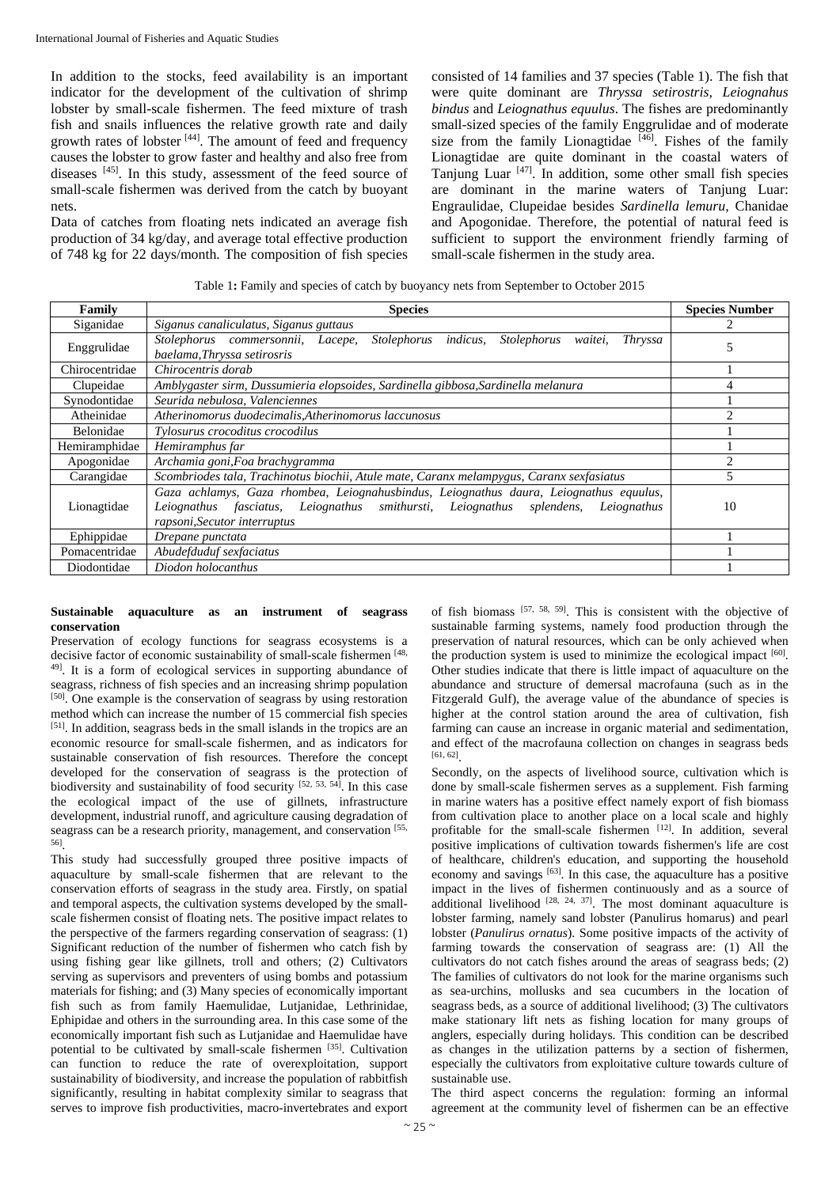In addition to the stocks, feed availability is an important indicator for the development of the cultivation of shrimp lobster by small-scale fishermen. The feed mixture of trash fish and snails influences the relative growth rate and daily growth rates of lobster [44]. The amount of feed and frequency causes the lobster to grow faster and healthy and also free from diseases [45]. In this study, assessment of the feed source of small-scale fishermen was derived from the catch by buoyant nets.

Data of catches from floating nets indicated an average fish production of 34 kg/day, and average total effective production of 748 kg for 22 days/month. The composition of fish species consisted of 14 families and 37 species (Table 1). The fish that were quite dominant are *Thryssa setirostris*, *Leiognahus bindus* and *Leiognathus equulus*. The fishes are predominantly small-sized species of the family Enggrulidae and of moderate size from the family Lionagtidae [46]. Fishes of the family Lionagtidae are quite dominant in the coastal waters of Tanjung Luar [47]. In addition, some other small fish species are dominant in the marine waters of Tanjung Luar: Engraulidae, Clupeidae besides *Sardinella lemuru*, Chanidae and Apogonidae. Therefore, the potential of natural feed is sufficient to support the environment friendly farming of small-scale fishermen in the study area.

Table 1**:** Family and species of catch by buoyancy nets from September to October 2015

| Family | Species | Species Number |
|---|---|---|
| Siganidae | *Siganus canaliculatus, Siganus guttaus* | 2 |
| Enggrulidae | *Stolephorus commersonnii, Lacepe, Stolephorus indicus, Stolephorus waitei, Thryssa baelama,Thryssa setirosris* | 5 |
| Chirocentridae | *Chirocentris dorab* | 1 |
| Clupeidae | *Amblygaster sirm, Dussumieria elopsoides, Sardinella gibbosa,Sardinella melanura* | 4 |
| Synodontidae | *Seurida nebulosa, Valenciennes* | 1 |
| Atheinidae | *Atherinomorus duodecimalis,Atherinomorus laccunosus* | 2 |
| Belonidae | *Tylosurus crocoditus crocodilus* | 1 |
| Hemiramphidae | *Hemiramphus far* | 1 |
| Apogonidae | *Archamia goni,Foa brachygramma* | 2 |
| Carangidae | *Scombriodes tala, Trachinotus biochii, Atule mate, Caranx melampygus, Caranx sexfasiatus* | 5 |
| Lionagtidae | *Gaza achlamys, Gaza rhombea, Leiognathusbindus, Leiognathus daura, Leiognathus equulus, Leiognathus fasciatus, Leiognathus smithursti, Leiognathus splendens, Leiognathus rapsoni,Secutor interruptus* | 10 |
| Ephippidae | *Drepane punctata* | 1 |
| Pomacentridae | *Abudefduduf sexfaciatus* | 1 |
| Diodontidae | *Diodon holocanthus* | 1 |

**Sustainable aquaculture as an instrument of seagrass conservation**

Preservation of ecology functions for seagrass ecosystems is a decisive factor of economic sustainability of small-scale fishermen [48, 49]. It is a form of ecological services in supporting abundance of seagrass, richness of fish species and an increasing shrimp population [50]. One example is the conservation of seagrass by using restoration method which can increase the number of 15 commercial fish species [51]. In addition, seagrass beds in the small islands in the tropics are an economic resource for small-scale fishermen, and as indicators for sustainable conservation of fish resources. Therefore the concept developed for the conservation of seagrass is the protection of biodiversity and sustainability of food security [52, 53, 54]. In this case the ecological impact of the use of gillnets, infrastructure development, industrial runoff, and agriculture causing degradation of seagrass can be a research priority, management, and conservation [55, 56].

This study had successfully grouped three positive impacts of aquaculture by small-scale fishermen that are relevant to the conservation efforts of seagrass in the study area. Firstly, on spatial and temporal aspects, the cultivation systems developed by the small-scale fishermen consist of floating nets. The positive impact relates to the perspective of the farmers regarding conservation of seagrass: (1) Significant reduction of the number of fishermen who catch fish by using fishing gear like gillnets, troll and others; (2) Cultivators serving as supervisors and preventers of using bombs and potassium materials for fishing; and (3) Many species of economically important fish such as from family Haemulidae, Lutjanidae, Lethrinidae, Ephipidae and others in the surrounding area. In this case some of the economically important fish such as Lutjanidae and Haemulidae have potential to be cultivated by small-scale fishermen [35]. Cultivation can function to reduce the rate of overexploitation, support sustainability of biodiversity, and increase the population of rabbitfish significantly, resulting in habitat complexity similar to seagrass that serves to improve fish productivities, macro-invertebrates and export of fish biomass [57, 58, 59]. This is consistent with the objective of sustainable farming systems, namely food production through the preservation of natural resources, which can be only achieved when the production system is used to minimize the ecological impact [60]. Other studies indicate that there is little impact of aquaculture on the abundance and structure of demersal macrofauna (such as in the Fitzgerald Gulf), the average value of the abundance of species is higher at the control station around the area of cultivation, fish farming can cause an increase in organic material and sedimentation, and effect of the macrofauna collection on changes in seagrass beds [61, 62].

Secondly, on the aspects of livelihood source, cultivation which is done by small-scale fishermen serves as a supplement. Fish farming in marine waters has a positive effect namely export of fish biomass from cultivation place to another place on a local scale and highly profitable for the small-scale fishermen [12]. In addition, several positive implications of cultivation towards fishermen's life are cost of healthcare, children's education, and supporting the household economy and savings [63]. In this case, the aquaculture has a positive impact in the lives of fishermen continuously and as a source of additional livelihood [28, 24, 37]. The most dominant aquaculture is lobster farming, namely sand lobster (Panulirus homarus) and pearl lobster (*Panulirus ornatus*). Some positive impacts of the activity of farming towards the conservation of seagrass are: (1) All the cultivators do not catch fishes around the areas of seagrass beds; (2) The families of cultivators do not look for the marine organisms such as sea-urchins, mollusks and sea cucumbers in the location of seagrass beds, as a source of additional livelihood; (3) The cultivators make stationary lift nets as fishing location for many groups of anglers, especially during holidays. This condition can be described as changes in the utilization patterns by a section of fishermen, especially the cultivators from exploitative culture towards culture of sustainable use.

The third aspect concerns the regulation: forming an informal agreement at the community level of fishermen can be an effective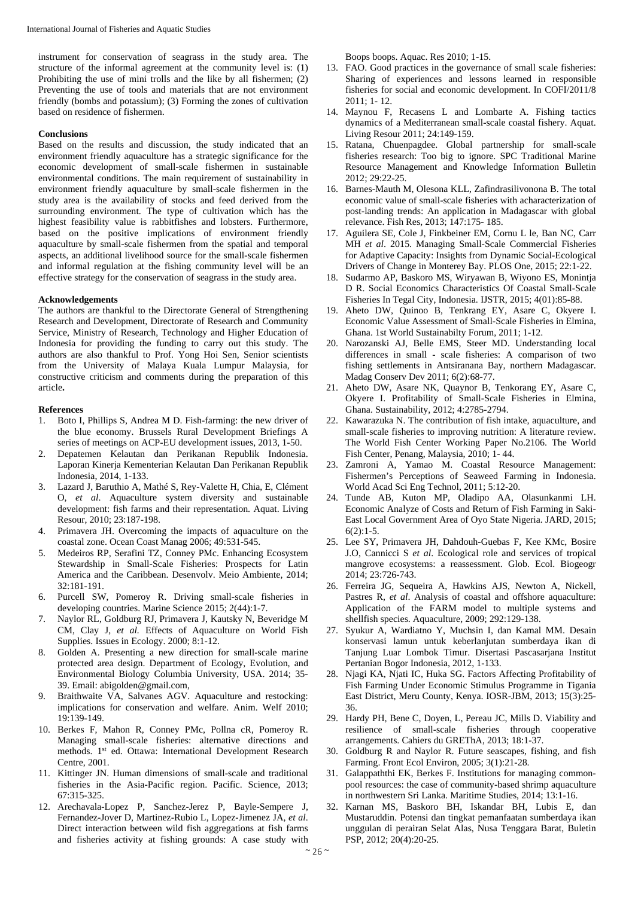instrument for conservation of seagrass in the study area. The structure of the informal agreement at the community level is: (1) Prohibiting the use of mini trolls and the like by all fishermen; (2) Preventing the use of tools and materials that are not environment friendly (bombs and potassium); (3) Forming the zones of cultivation based on residence of fishermen.

## Conclusions

Based on the results and discussion, the study indicated that an environment friendly aquaculture has a strategic significance for the economic development of small-scale fishermen in sustainable environmental conditions. The main requirement of sustainability in environment friendly aquaculture by small-scale fishermen in the study area is the availability of stocks and feed derived from the surrounding environment. The type of cultivation which has the highest feasibility value is rabbitfishes and lobsters. Furthermore, based on the positive implications of environment friendly aquaculture by small-scale fishermen from the spatial and temporal aspects, an additional livelihood source for the small-scale fishermen and informal regulation at the fishing community level will be an effective strategy for the conservation of seagrass in the study area.

## Acknowledgements

The authors are thankful to the Directorate General of Strengthening Research and Development, Directorate of Research and Community Service, Ministry of Research, Technology and Higher Education of Indonesia for providing the funding to carry out this study. The authors are also thankful to Prof. Yong Hoi Sen, Senior scientists from the University of Malaya Kuala Lumpur Malaysia, for constructive criticism and comments during the preparation of this article**.**

## References

1. Boto I, Phillips S, Andrea M D. Fish-farming: the new driver of the blue economy. Brussels Rural Development Briefings A series of meetings on ACP-EU development issues, 2013, 1-50.
2. Depatemen Kelautan dan Perikanan Republik Indonesia. Laporan Kinerja Kementerian Kelautan Dan Perikanan Republik Indonesia, 2014, 1-133.
3. Lazard J, Baruthio A, Mathé S, Rey-Valette H, Chia, E, Clément O, *et al*. Aquaculture system diversity and sustainable development: fish farms and their representation. Aquat. Living Resour, 2010; 23:187-198.
4. Primavera JH. Overcoming the impacts of aquaculture on the coastal zone. Ocean Coast Manag 2006; 49:531-545.
5. Medeiros RP, Serafini TZ, Conney PMc. Enhancing Ecosystem Stewardship in Small-Scale Fisheries: Prospects for Latin America and the Caribbean. Desenvolv. Meio Ambiente, 2014; 32:181-191.
6. Purcell SW, Pomeroy R. Driving small-scale fisheries in developing countries. Marine Science 2015; 2(44):1-7.
7. Naylor RL, Goldburg RJ, Primavera J, Kautsky N, Beveridge M CM, Clay J, *et al.* Effects of Aquaculture on World Fish Supplies. Issues in Ecology. 2000; 8:1-12.
8. Golden A. Presenting a new direction for small-scale marine protected area design. Department of Ecology, Evolution, and Environmental Biology Columbia University, USA. 2014; 35-39. Email: abigolden@gmail.com,
9. Braithwaite VA, Salvanes AGV. Aquaculture and restocking: implications for conservation and welfare. Anim. Welf 2010; 19:139-149.
10. Berkes F, Mahon R, Conney PMc, Pollna cR, Pomeroy R. Managing small-scale fisheries: alternative directions and methods. 1st ed. Ottawa: International Development Research Centre, 2001.
11. Kittinger JN. Human dimensions of small-scale and traditional fisheries in the Asia-Pacific region. Pacific. Science, 2013; 67:315-325.
12. Arechavala-Lopez P, Sanchez-Jerez P, Bayle-Sempere J, Fernandez-Jover D, Martinez-Rubio L, Lopez-Jimenez JA, *et al*. Direct interaction between wild fish aggregations at fish farms and fisheries activity at fishing grounds: A case study with Boops boops. Aquac. Res 2010; 1-15.
13. FAO. Good practices in the governance of small scale fisheries: Sharing of experiences and lessons learned in responsible fisheries for social and economic development. In COFI/2011/8 2011; 1- 12.
14. Maynou F, Recasens L and Lombarte A. Fishing tactics dynamics of a Mediterranean small-scale coastal fishery. Aquat. Living Resour 2011; 24:149-159.
15. Ratana, Chuenpagdee. Global partnership for small-scale fisheries research: Too big to ignore. SPC Traditional Marine Resource Management and Knowledge Information Bulletin 2012; 29:22-25.
16. Barnes-Mauth M, Olesona KLL, Zafindrasilivonona B. The total economic value of small-scale fisheries with acharacterization of post-landing trends: An application in Madagascar with global relevance. Fish Res, 2013; 147:175- 185.
17. Aguilera SE, Cole J, Finkbeiner EM, Cornu L le, Ban NC, Carr MH *et al*. 2015. Managing Small-Scale Commercial Fisheries for Adaptive Capacity: Insights from Dynamic Social-Ecological Drivers of Change in Monterey Bay. PLOS One, 2015; 22:1-22.
18. Sudarmo AP, Baskoro MS, Wiryawan B, Wiyono ES, Monintja D R. Social Economics Characteristics Of Coastal Small-Scale Fisheries In Tegal City, Indonesia. IJSTR, 2015; 4(01):85-88.
19. Aheto DW, Quinoo B, Tenkrang EY, Asare C, Okyere I. Economic Value Assessment of Small-Scale Fisheries in Elmina, Ghana. 1st World Sustainabilty Forum, 2011; 1-12.
20. Narozanski AJ, Belle EMS, Steer MD. Understanding local differences in small - scale fisheries: A comparison of two fishing settlements in Antsiranana Bay, northern Madagascar. Madag Conserv Dev 2011; 6(2):68-77.
21. Aheto DW, Asare NK, Quaynor B, Tenkorang EY, Asare C, Okyere I. Profitability of Small-Scale Fisheries in Elmina, Ghana. Sustainability, 2012; 4:2785-2794.
22. Kawarazuka N. The contribution of fish intake, aquaculture, and small-scale fisheries to improving nutrition: A literature review. The World Fish Center Working Paper No.2106. The World Fish Center, Penang, Malaysia, 2010; 1- 44.
23. Zamroni A, Yamao M. Coastal Resource Management: Fishermen's Perceptions of Seaweed Farming in Indonesia. World Acad Sci Eng Technol, 2011; 5:12-20.
24. Tunde AB, Kuton MP, Oladipo AA, Olasunkanmi LH. Economic Analyze of Costs and Return of Fish Farming in Saki-East Local Government Area of Oyo State Nigeria. JARD, 2015; 6(2):1-5.
25. Lee SY, Primavera JH, Dahdouh-Guebas F, Kee KMc, Bosire J.O, Cannicci S *et al*. Ecological role and services of tropical mangrove ecosystems: a reassessment. Glob. Ecol. Biogeogr 2014; 23:726-743.
26. Ferreira JG, Sequeira A, Hawkins AJS, Newton A, Nickell, Pastres R, *et al*. Analysis of coastal and offshore aquaculture: Application of the FARM model to multiple systems and shellfish species. Aquaculture, 2009; 292:129-138.
27. Syukur A, Wardiatno Y, Muchsin I, dan Kamal MM. Desain konservasi lamun untuk keberlanjutan sumberdaya ikan di Tanjung Luar Lombok Timur. Disertasi Pascasarjana Institut Pertanian Bogor Indonesia, 2012, 1-133.
28. Njagi KA, Njati IC, Huka SG. Factors Affecting Profitability of Fish Farming Under Economic Stimulus Programme in Tigania East District, Meru County, Kenya. IOSR-JBM, 2013; 15(3):25-36.
29. Hardy PH, Bene C, Doyen, L, Pereau JC, Mills D. Viability and resilience of small-scale fisheries through cooperative arrangements. Cahiers du GREThA, 2013; 18:1-37.
30. Goldburg R and Naylor R. Future seascapes, fishing, and fish Farming. Front Ecol Environ, 2005; 3(1):21-28.
31. Galappaththi EK, Berkes F. Institutions for managing common-pool resources: the case of community-based shrimp aquaculture in northwestern Sri Lanka. Maritime Studies, 2014; 13:1-16.
32. Karnan MS, Baskoro BH, Iskandar BH, Lubis E, dan Mustaruddin. Potensi dan tingkat pemanfaatan sumberdaya ikan unggulan di perairan Selat Alas, Nusa Tenggara Barat, Buletin PSP, 2012; 20(4):20-25.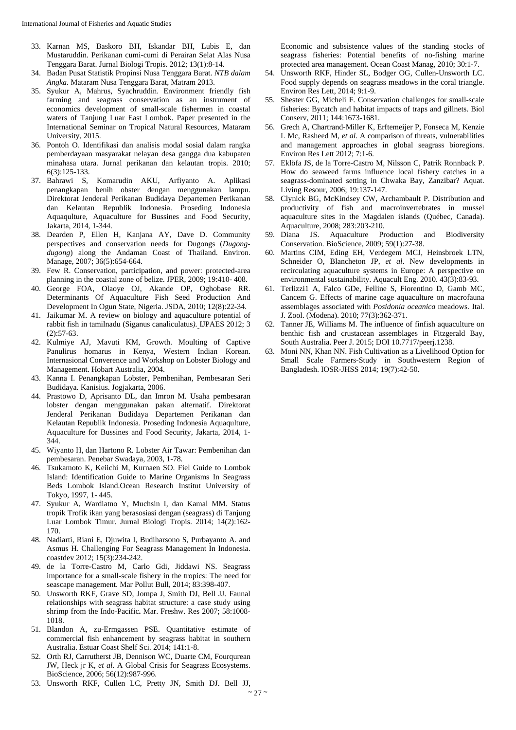33. Karnan MS, Baskoro BH, Iskandar BH, Lubis E, dan Mustaruddin. Perikanan cumi-cumi di Perairan Selat Alas Nusa Tenggara Barat. Jurnal Biologi Tropis. 2012; 13(1):8-14.
34. Badan Pusat Statistik Propinsi Nusa Tenggara Barat. *NTB dalam Angka*. Mataram Nusa Tenggara Barat, Matram 2013.
35. Syukur A, Mahrus, Syachruddin. Environment friendly fish farming and seagrass conservation as an instrument of economics development of small-scale fishermen in coastal waters of Tanjung Luar East Lombok. Paper presented in the International Seminar on Tropical Natural Resources, Mataram University, 2015.
36. Pontoh O. Identifikasi dan analisis modal sosial dalam rangka pemberdayaan masyarakat nelayan desa gangga dua kabupaten minahasa utara. Jurnal perikanan dan kelautan tropis. 2010; 6(3):125-133.
37. Bahrawi S, Komarudin AKU, Arfiyanto A. Aplikasi penangkapan benih obster dengan menggunakan lampu. Direktorat Jenderal Perikanan Budidaya Departemen Perikanan dan Kelautan Republik Indonesia. Proseding Indonesia Aquaqulture, Aquaculture for Bussines and Food Security, Jakarta, 2014, 1-344.
38. Dearden P, Ellen H, Kanjana AY, Dave D. Community perspectives and conservation needs for Dugongs (*Dugong-dugong*) along the Andaman Coast of Thailand. Environ. Manage, 2007; 36(5):654-664.
39. Few R. Conservation, participation, and power: protected-area planning in the coastal zone of belize. JPER, 2009; 19:410- 408.
40. George FOA, Olaoye OJ, Akande OP, Oghobase RR. Determinants Of Aquaculture Fish Seed Production And Development In Ogun State, Nigeria. JSDA, 2010; 12(8):22-34.
41. Jaikumar M. A review on biology and aquaculture potential of rabbit fish in tamilnadu (Siganus canaliculatus*)*. IJPAES 2012; 3 (2):57-63.
42. Kulmiye AJ, Mavuti KM, Growth. Moulting of Captive Panulirus homarus in Kenya, Western Indian Korean. Internasional Converence and Workshop on Lobster Biology and Management. Hobart Australia, 2004.
43. Kanna I. Penangkapan Lobster, Pembenihan, Pembesaran Seri Budidaya. Kanisius. Jogjakarta, 2006.
44. Prastowo D, Aprisanto DL, dan Imron M. Usaha pembesaran lobster dengan menggunakan pakan alternatif. Direktorat Jenderal Perikanan Budidaya Departemen Perikanan dan Kelautan Republik Indonesia. Proseding Indonesia Aquaqulture, Aquaculture for Bussines and Food Security, Jakarta, 2014, 1-344.
45. Wiyanto H, dan Hartono R. Lobster Air Tawar: Pembenihan dan pembesaran. Penebar Swadaya, 2003, 1-78.
46. Tsukamoto K, Keiichi M, Kurnaen SO. Fiel Guide to Lombok Island: Identification Guide to Marine Organisms In Seagrass Beds Lombok Island.Ocean Research Institut University of Tokyo, 1997, 1- 445.
47. Syukur A, Wardiatno Y, Muchsin I, dan Kamal MM. Status tropik Trofik ikan yang berasosiasi dengan (seagrass) di Tanjung Luar Lombok Timur. Jurnal Biologi Tropis. 2014; 14(2):162-170.
48. Nadiarti, Riani E, Djuwita I, Budiharsono S, Purbayanto A. and Asmus H. Challenging For Seagrass Management In Indonesia. coastdev 2012; 15(3):234-242.
49. de la Torre-Castro M, Carlo Gdi, Jiddawi NS. Seagrass importance for a small-scale fishery in the tropics: The need for seascape management. Mar Pollut Bull, 2014; 83:398-407.
50. Unsworth RKF, Grave SD, Jompa J, Smith DJ, Bell JJ. Faunal relationships with seagrass habitat structure: a case study using shrimp from the Indo-Pacific**.** Mar. Freshw. Res 2007; 58:1008-1018.
51. Blandon A, zu-Ermgassen PSE. Quantitative estimate of commercial fish enhancement by seagrass habitat in southern Australia. Estuar Coast Shelf Sci. 2014; 141:1-8.
52. Orth RJ, Carrutherst JB, Dennison WC, Duarte CM, Fourqurean JW, Heck jr K, *et al*. A Global Crisis for Seagrass Ecosystems. BioScience, 2006; 56(12):987-996.
53. Unsworth RKF, Cullen LC, Pretty JN, Smith DJ. Bell JJ, Economic and subsistence values of the standing stocks of seagrass fisheries: Potential benefits of no-fishing marine protected area management. Ocean Coast Manag, 2010; 30:1-7.
54. Unsworth RKF, Hinder SL, Bodger OG, Cullen-Unsworth LC. Food supply depends on seagrass meadows in the coral triangle. Environ Res Lett, 2014; 9:1-9.
55. Shester GG, Micheli F. Conservation challenges for small-scale fisheries: Bycatch and habitat impacts of traps and gillnets. Biol Conserv, 2011; 144:1673-1681.
56. Grech A, Chartrand-Miller K, Erftemeijer P, Fonseca M, Kenzie L Mc, Rasheed M, *et al*. A comparison of threats, vulnerabilities and management approaches in global seagrass bioregions. Environ Res Lett 2012; 7:1-6.
57. Eklöfa JS, de la Torre-Castro M, Nilsson C, Patrik Ronnback P. How do seaweed farms influence local fishery catches in a seagrass-dominated setting in Chwaka Bay, Zanzibar? Aquat. Living Resour, 2006; 19:137-147.
58. Clynick BG, McKindsey CW, Archambault P. Distribution and productivity of fish and macroinvertebrates in mussel aquaculture sites in the Magdalen islands (Québec, Canada). Aquaculture, 2008; 283:203-210.
59. Diana JS. Aquaculture Production and Biodiversity Conservation. BioScience, 2009; 59(1):27-38.
60. Martins CIM, Eding EH, Verdegem MCJ, Heinsbroek LTN, Schneider O, Blancheton JP, *et al*. New developments in recirculating aquaculture systems in Europe: A perspective on environmental sustainability. Aquacult Eng. 2010. 43(3):83-93.
61. Terlizzi1 A, Falco GDe, Felline S, Fiorentino D, Gamb MC, Cancem G. Effects of marine cage aquaculture on macrofauna assemblages associated with *Posidonia oceanica* meadows. Ital. J. Zool. (Modena). 2010; 77(3):362-371.
62. Tanner JE, Williams M. The influence of finfish aquaculture on benthic fish and crustacean assemblages in Fitzgerald Bay, South Australia. Peer J. 2015; DOI 10.7717/peerj.1238.
63. Moni NN, Khan NN. Fish Cultivation as a Livelihood Option for Small Scale Farmers-Study in Southwestern Region of Bangladesh. IOSR-JHSS 2014; 19(7):42-50.